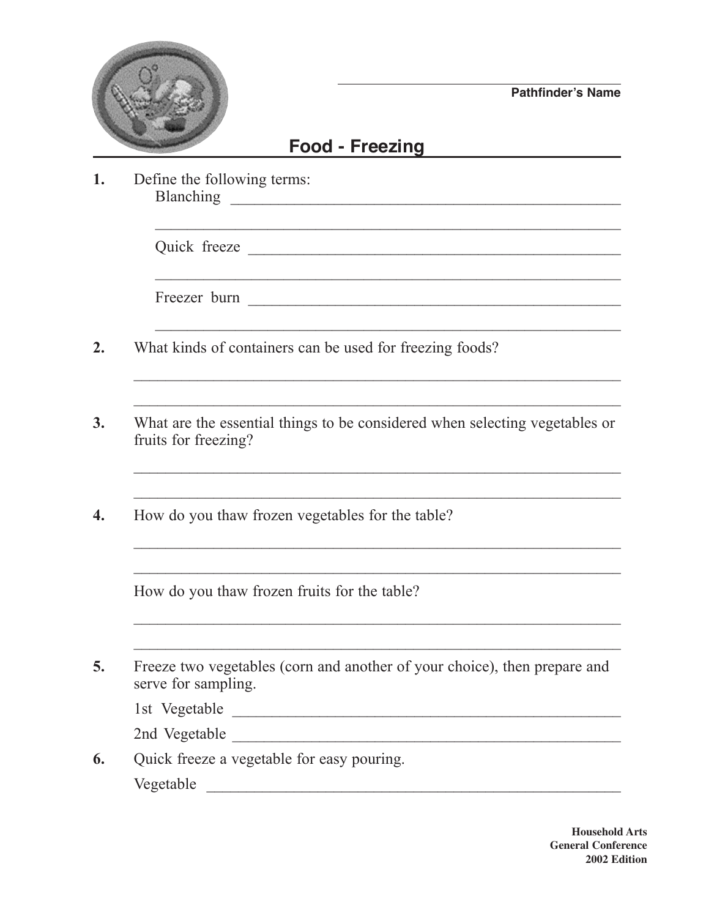Pathfinder's Name

# Food - Freezing

**1.** Define the following terms:

Blanching ____________________________________________

______________________________________________________

Quick freeze __________________________________________

______________________________________________________

Freezer burn __________________________________________

______________________________________________________

**2.** What kinds of containers can be used for freezing foods?

______________________________________________________

______________________________________________________

**3.** What are the essential things to be considered when selecting vegetables or fruits for freezing?

______________________________________________________

______________________________________________________

**4.** How do you thaw frozen vegetables for the table?

______________________________________________________

______________________________________________________

How do you thaw frozen fruits for the table?

______________________________________________________

______________________________________________________

**5.** Freeze two vegetables (corn and another of your choice), then prepare and serve for sampling.

1st Vegetable ____________________________________________

2nd Vegetable ____________________________________________

**6.** Quick freeze a vegetable for easy pouring.

Vegetable ______________________________________________

**Household Arts**
**General Conference**
**2002 Edition**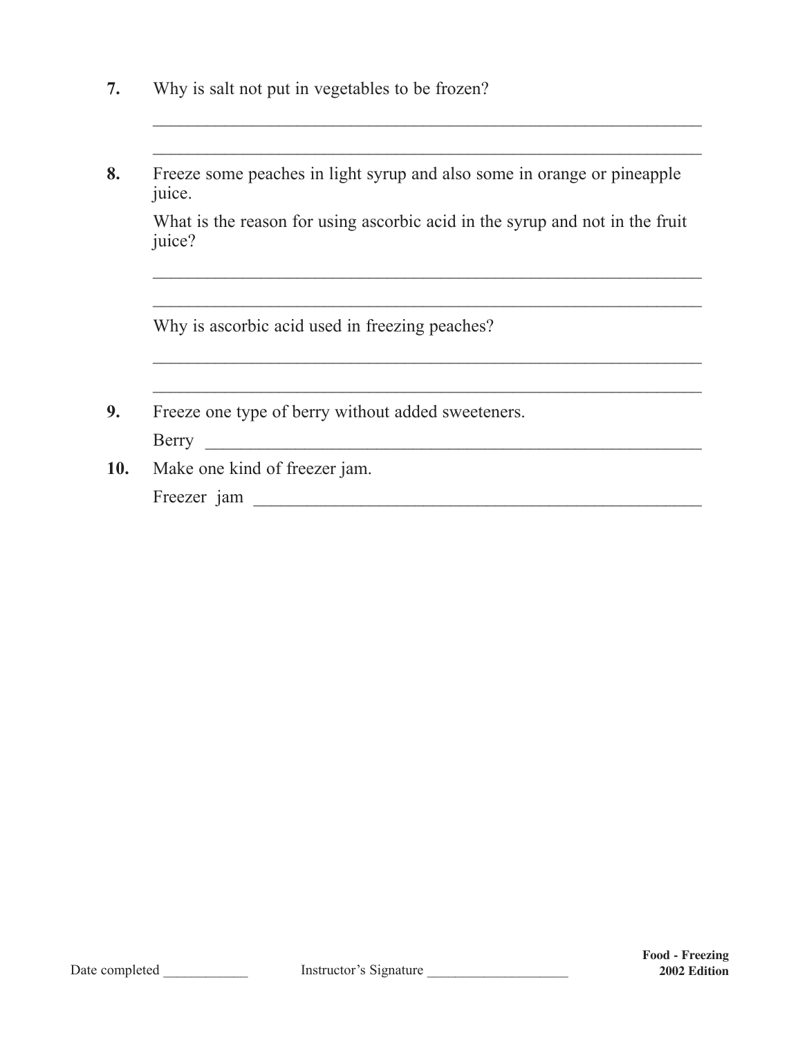**7.** Why is salt not put in vegetables to be frozen?

_______________________________________________________________

_______________________________________________________________

**8.** Freeze some peaches in light syrup and also some in orange or pineapple juice.

What is the reason for using ascorbic acid in the syrup and not in the fruit juice?

_______________________________________________________________

_______________________________________________________________

Why is ascorbic acid used in freezing peaches?

_______________________________________________________________

_______________________________________________________________

**9.** Freeze one type of berry without added sweeteners.

Berry _______________________________________________________

**10.** Make one kind of freezer jam.

Freezer jam __________________________________________________

Date completed ____________ Instructor's Signature ____________________

**Food - Freezing**
**2002 Edition**